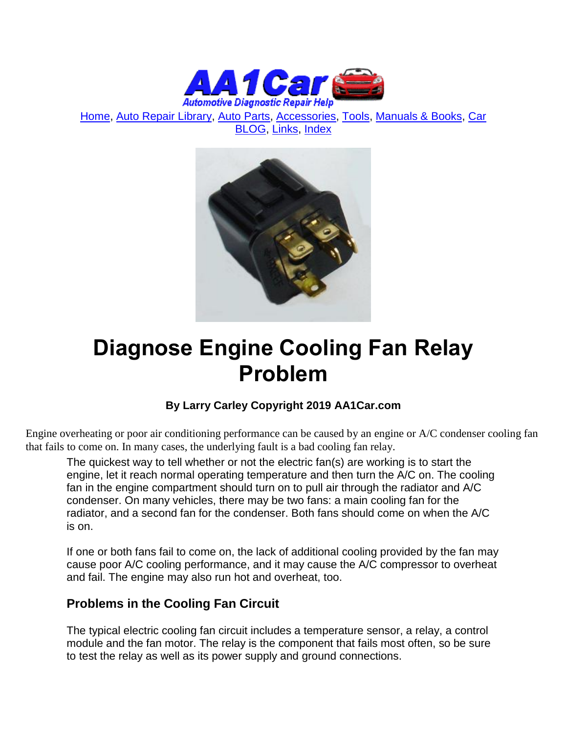Home, Auto Repair Library, Auto Parts, Accessories, Tools, Manuals & Books, Car BLOG, Links, Index

# Diagnose Engine Cooling Fan Relay Problem

**By Larry Carley Copyright 2019 AA1Car.com**

Engine overheating or poor air conditioning performance can be caused by an engine or A/C condenser cooling fan that fails to come on. In many cases, the underlying fault is a bad cooling fan relay.

The quickest way to tell whether or not the electric fan(s) are working is to start the engine, let it reach normal operating temperature and then turn the A/C on. The cooling fan in the engine compartment should turn on to pull air through the radiator and A/C condenser. On many vehicles, there may be two fans: a main cooling fan for the radiator, and a second fan for the condenser. Both fans should come on when the A/C is on.

If one or both fans fail to come on, the lack of additional cooling provided by the fan may cause poor A/C cooling performance, and it may cause the A/C compressor to overheat and fail. The engine may also run hot and overheat, too.

### Problems in the Cooling Fan Circuit

The typical electric cooling fan circuit includes a temperature sensor, a relay, a control module and the fan motor. The relay is the component that fails most often, so be sure to test the relay as well as its power supply and ground connections.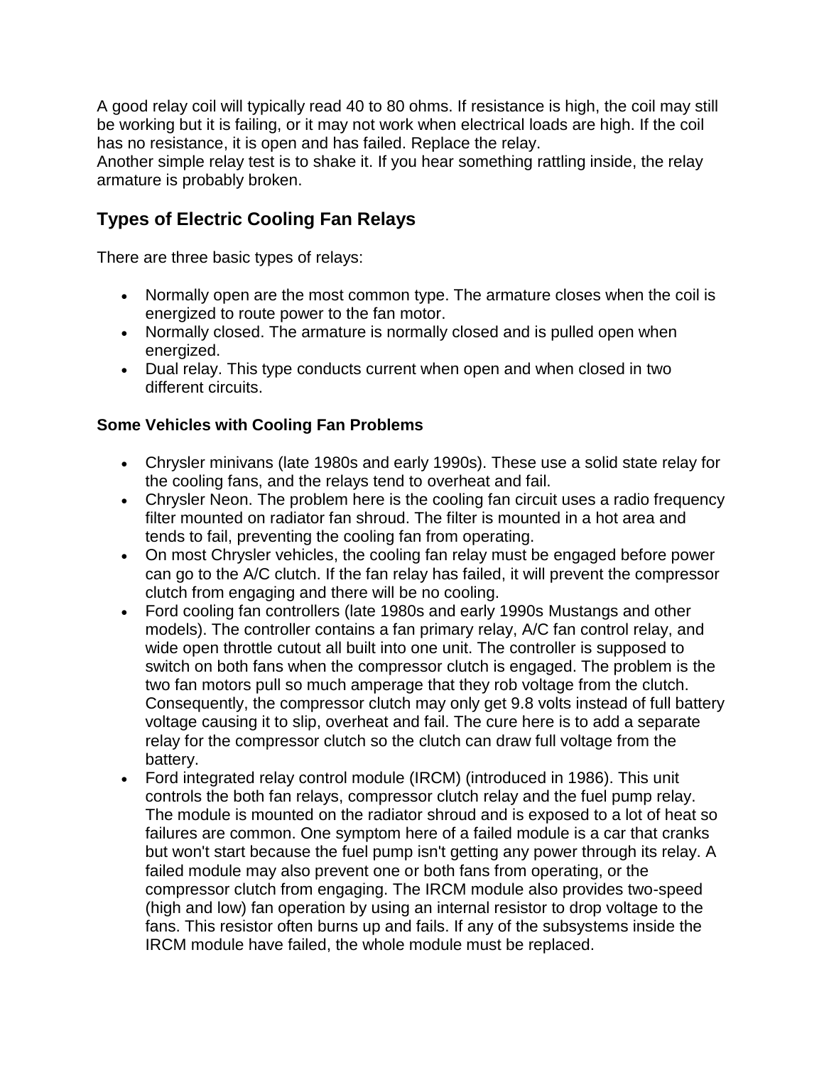A good relay coil will typically read 40 to 80 ohms. If resistance is high, the coil may still be working but it is failing, or it may not work when electrical loads are high. If the coil has no resistance, it is open and has failed. Replace the relay.
Another simple relay test is to shake it. If you hear something rattling inside, the relay armature is probably broken.

## Types of Electric Cooling Fan Relays

There are three basic types of relays:

- Normally open are the most common type. The armature closes when the coil is energized to route power to the fan motor.
- Normally closed. The armature is normally closed and is pulled open when energized.
- Dual relay. This type conducts current when open and when closed in two different circuits.

### Some Vehicles with Cooling Fan Problems

- Chrysler minivans (late 1980s and early 1990s). These use a solid state relay for the cooling fans, and the relays tend to overheat and fail.
- Chrysler Neon. The problem here is the cooling fan circuit uses a radio frequency filter mounted on radiator fan shroud. The filter is mounted in a hot area and tends to fail, preventing the cooling fan from operating.
- On most Chrysler vehicles, the cooling fan relay must be engaged before power can go to the A/C clutch. If the fan relay has failed, it will prevent the compressor clutch from engaging and there will be no cooling.
- Ford cooling fan controllers (late 1980s and early 1990s Mustangs and other models). The controller contains a fan primary relay, A/C fan control relay, and wide open throttle cutout all built into one unit. The controller is supposed to switch on both fans when the compressor clutch is engaged. The problem is the two fan motors pull so much amperage that they rob voltage from the clutch. Consequently, the compressor clutch may only get 9.8 volts instead of full battery voltage causing it to slip, overheat and fail. The cure here is to add a separate relay for the compressor clutch so the clutch can draw full voltage from the battery.
- Ford integrated relay control module (IRCM) (introduced in 1986). This unit controls the both fan relays, compressor clutch relay and the fuel pump relay. The module is mounted on the radiator shroud and is exposed to a lot of heat so failures are common. One symptom here of a failed module is a car that cranks but won't start because the fuel pump isn't getting any power through its relay. A failed module may also prevent one or both fans from operating, or the compressor clutch from engaging. The IRCM module also provides two-speed (high and low) fan operation by using an internal resistor to drop voltage to the fans. This resistor often burns up and fails. If any of the subsystems inside the IRCM module have failed, the whole module must be replaced.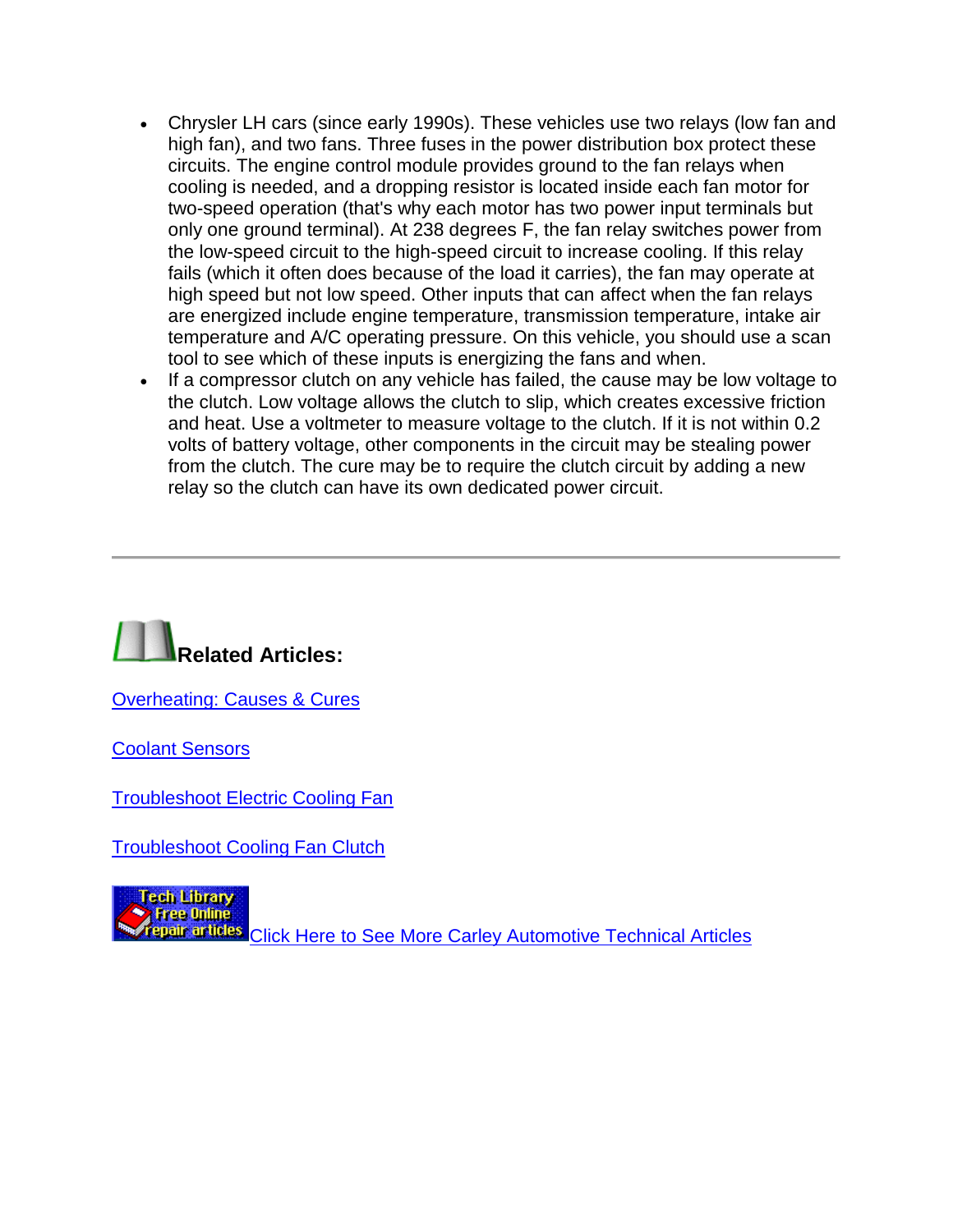- Chrysler LH cars (since early 1990s). These vehicles use two relays (low fan and high fan), and two fans. Three fuses in the power distribution box protect these circuits. The engine control module provides ground to the fan relays when cooling is needed, and a dropping resistor is located inside each fan motor for two-speed operation (that's why each motor has two power input terminals but only one ground terminal). At 238 degrees F, the fan relay switches power from the low-speed circuit to the high-speed circuit to increase cooling. If this relay fails (which it often does because of the load it carries), the fan may operate at high speed but not low speed. Other inputs that can affect when the fan relays are energized include engine temperature, transmission temperature, intake air temperature and A/C operating pressure. On this vehicle, you should use a scan tool to see which of these inputs is energizing the fans and when.
- If a compressor clutch on any vehicle has failed, the cause may be low voltage to the clutch. Low voltage allows the clutch to slip, which creates excessive friction and heat. Use a voltmeter to measure voltage to the clutch. If it is not within 0.2 volts of battery voltage, other components in the circuit may be stealing power from the clutch. The cure may be to require the clutch circuit by adding a new relay so the clutch can have its own dedicated power circuit.

---

**Related Articles:**

Overheating: Causes & Cures

Coolant Sensors

Troubleshoot Electric Cooling Fan

Troubleshoot Cooling Fan Clutch

Tech Library Free Online repair articles Click Here to See More Carley Automotive Technical Articles